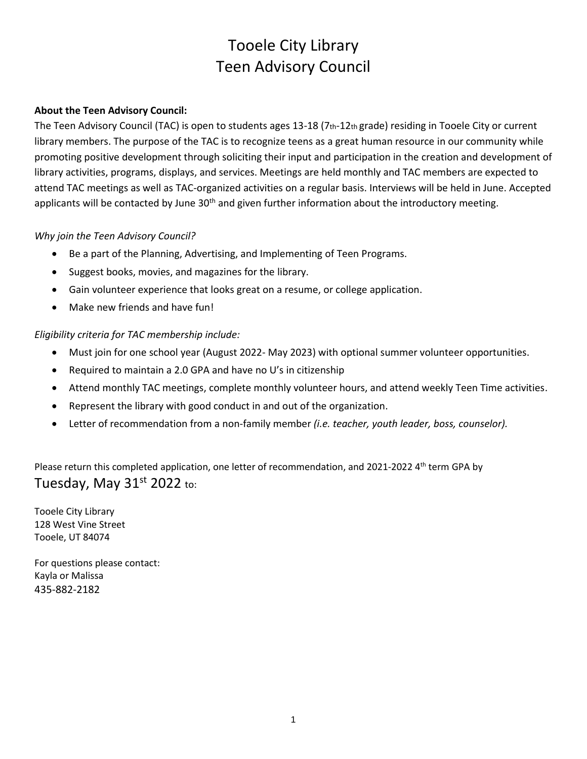# Tooele City Library
# Teen Advisory Council

**About the Teen Advisory Council:**

The Teen Advisory Council (TAC) is open to students ages 13-18 (7th-12th grade) residing in Tooele City or current library members. The purpose of the TAC is to recognize teens as a great human resource in our community while promoting positive development through soliciting their input and participation in the creation and development of library activities, programs, displays, and services. Meetings are held monthly and TAC members are expected to attend TAC meetings as well as TAC-organized activities on a regular basis. Interviews will be held in June. Accepted applicants will be contacted by June 30th and given further information about the introductory meeting.

*Why join the Teen Advisory Council?*

- Be a part of the Planning, Advertising, and Implementing of Teen Programs.
- Suggest books, movies, and magazines for the library.
- Gain volunteer experience that looks great on a resume, or college application.
- Make new friends and have fun!

*Eligibility criteria for TAC membership include:*

- Must join for one school year (August 2022- May 2023) with optional summer volunteer opportunities.
- Required to maintain a 2.0 GPA and have no U's in citizenship
- Attend monthly TAC meetings, complete monthly volunteer hours, and attend weekly Teen Time activities.
- Represent the library with good conduct in and out of the organization.
- Letter of recommendation from a non-family member *(i.e. teacher, youth leader, boss, counselor).*

Please return this completed application, one letter of recommendation, and 2021-2022 4th term GPA by
Tuesday, May 31st 2022 to:

Tooele City Library
128 West Vine Street
Tooele, UT 84074

For questions please contact:
Kayla or Malissa
435-882-2182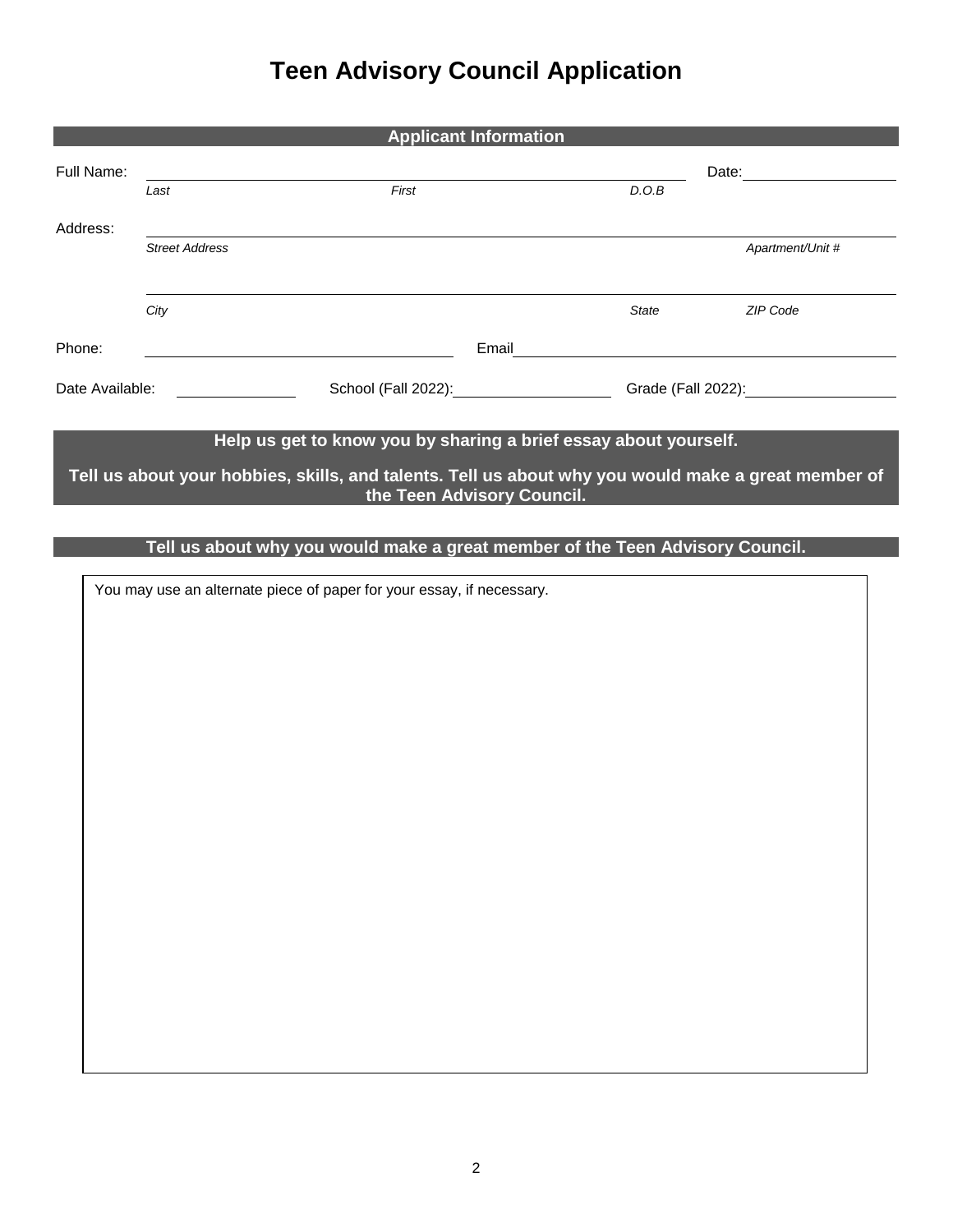# Teen Advisory Council Application

## Applicant Information

Full Name: ______________________________________________ Date: ______________

*Last* *First* *D.O.B*

Address: ______________________________________________

*Street Address* *Apartment/Unit #*

______________________________________________

*City* *State* *ZIP Code*

Phone: ______________________ Email ______________________

Date Available: __________ School (Fall 2022): ______________ Grade (Fall 2022): ______________

**Help us get to know you by sharing a brief essay about yourself.**

**Tell us about your hobbies, skills, and talents. Tell us about why you would make a great member of the Teen Advisory Council.**

**Tell us about why you would make a great member of the Teen Advisory Council.**

You may use an alternate piece of paper for your essay, if necessary.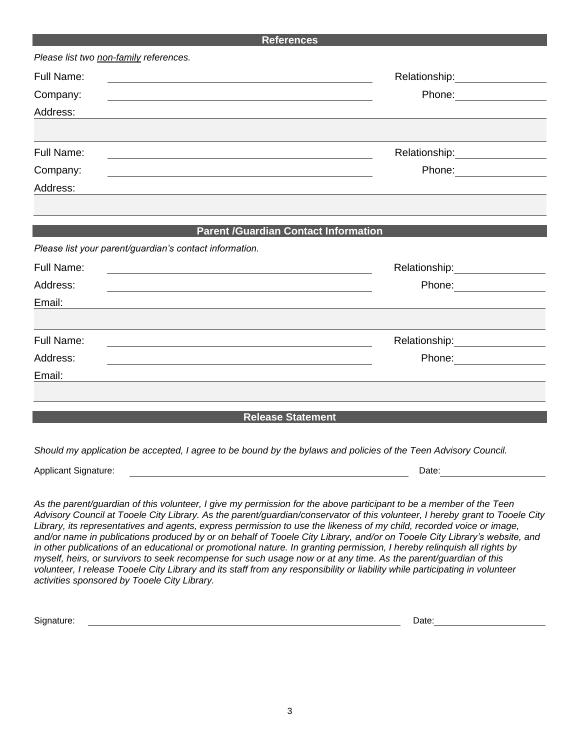## References

*Please list two non-family references.*

Full Name: ______________________________ Relationship: ______________

Company: ______________________________ Phone: ______________

Address: ______________________________

Full Name: ______________________________ Relationship: ______________

Company: ______________________________ Phone: ______________

Address: ______________________________

## Parent /Guardian Contact Information

*Please list your parent/guardian's contact information.*

Full Name: ______________________________ Relationship: ______________

Address: ______________________________ Phone: ______________

Email: ______________________________

Full Name: ______________________________ Relationship: ______________

Address: ______________________________ Phone: ______________

Email: ______________________________

## Release Statement

*Should my application be accepted, I agree to be bound by the bylaws and policies of the Teen Advisory Council.*

Applicant Signature: ______________________________ Date: ______________

*As the parent/guardian of this volunteer, I give my permission for the above participant to be a member of the Teen Advisory Council at Tooele City Library. As the parent/guardian/conservator of this volunteer, I hereby grant to Tooele City Library, its representatives and agents, express permission to use the likeness of my child, recorded voice or image, and/or name in publications produced by or on behalf of Tooele City Library, and/or on Tooele City Library's website, and in other publications of an educational or promotional nature. In granting permission, I hereby relinquish all rights by myself, heirs, or survivors to seek recompense for such usage now or at any time. As the parent/guardian of this volunteer, I release Tooele City Library and its staff from any responsibility or liability while participating in volunteer activities sponsored by Tooele City Library.*

Signature: ______________________________ Date: ______________